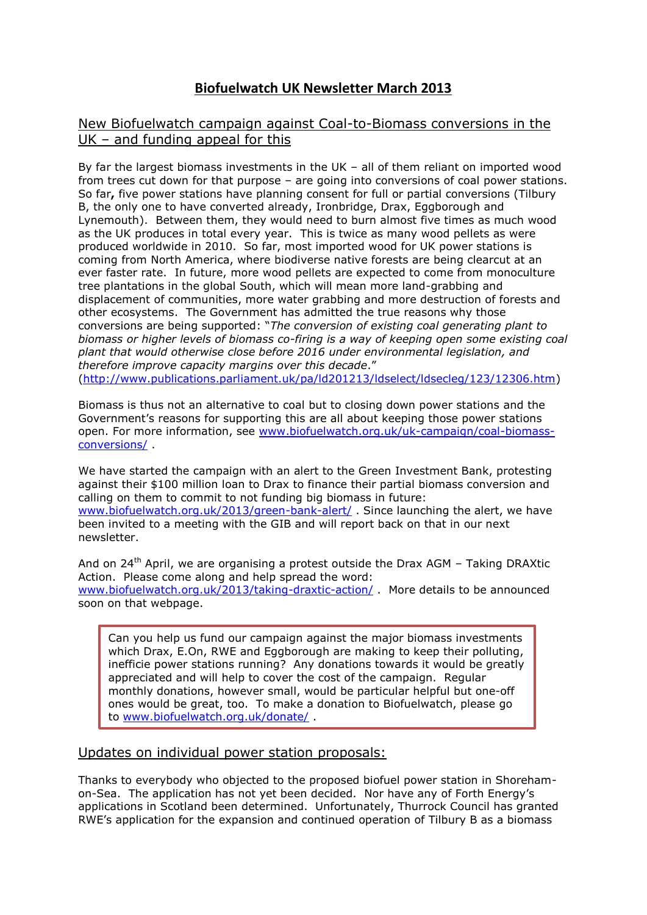# Biofuelwatch UK Newsletter March 2013

## New Biofuelwatch campaign against Coal-to-Biomass conversions in the UK – and funding appeal for this

By far the largest biomass investments in the UK – all of them reliant on imported wood from trees cut down for that purpose – are going into conversions of coal power stations. So far**,** five power stations have planning consent for full or partial conversions (Tilbury B, the only one to have converted already, Ironbridge, Drax, Eggborough and Lynemouth). Between them, they would need to burn almost five times as much wood as the UK produces in total every year. This is twice as many wood pellets as were produced worldwide in 2010. So far, most imported wood for UK power stations is coming from North America, where biodiverse native forests are being clearcut at an ever faster rate. In future, more wood pellets are expected to come from monoculture tree plantations in the global South, which will mean more land-grabbing and displacement of communities, more water grabbing and more destruction of forests and other ecosystems. The Government has admitted the true reasons why those conversions are being supported: "*The conversion of existing coal generating plant to biomass or higher levels of biomass co-firing is a way of keeping open some existing coal plant that would otherwise close before 2016 under environmental legislation, and therefore improve capacity margins over this decade*." (http://www.publications.parliament.uk/pa/ld201213/ldselect/ldsecleg/123/12306.htm)

Biomass is thus not an alternative to coal but to closing down power stations and the Government's reasons for supporting this are all about keeping those power stations open. For more information, see www.biofuelwatch.org.uk/uk-campaign/coal-biomass-conversions/ .

We have started the campaign with an alert to the Green Investment Bank, protesting against their $100 million loan to Drax to finance their partial biomass conversion and calling on them to commit to not funding big biomass in future: www.biofuelwatch.org.uk/2013/green-bank-alert/ . Since launching the alert, we have been invited to a meeting with the GIB and will report back on that in our next newsletter.

And on 24th April, we are organising a protest outside the Drax AGM – Taking DRAXtic Action. Please come along and help spread the word: www.biofuelwatch.org.uk/2013/taking-draxtic-action/ . More details to be announced soon on that webpage.

> Can you help us fund our campaign against the major biomass investments which Drax, E.On, RWE and Eggborough are making to keep their polluting, inefficie power stations running? Any donations towards it would be greatly appreciated and will help to cover the cost of the campaign. Regular monthly donations, however small, would be particular helpful but one-off ones would be great, too. To make a donation to Biofuelwatch, please go to www.biofuelwatch.org.uk/donate/ .

## Updates on individual power station proposals:

Thanks to everybody who objected to the proposed biofuel power station in Shoreham-on-Sea. The application has not yet been decided. Nor have any of Forth Energy's applications in Scotland been determined. Unfortunately, Thurrock Council has granted RWE's application for the expansion and continued operation of Tilbury B as a biomass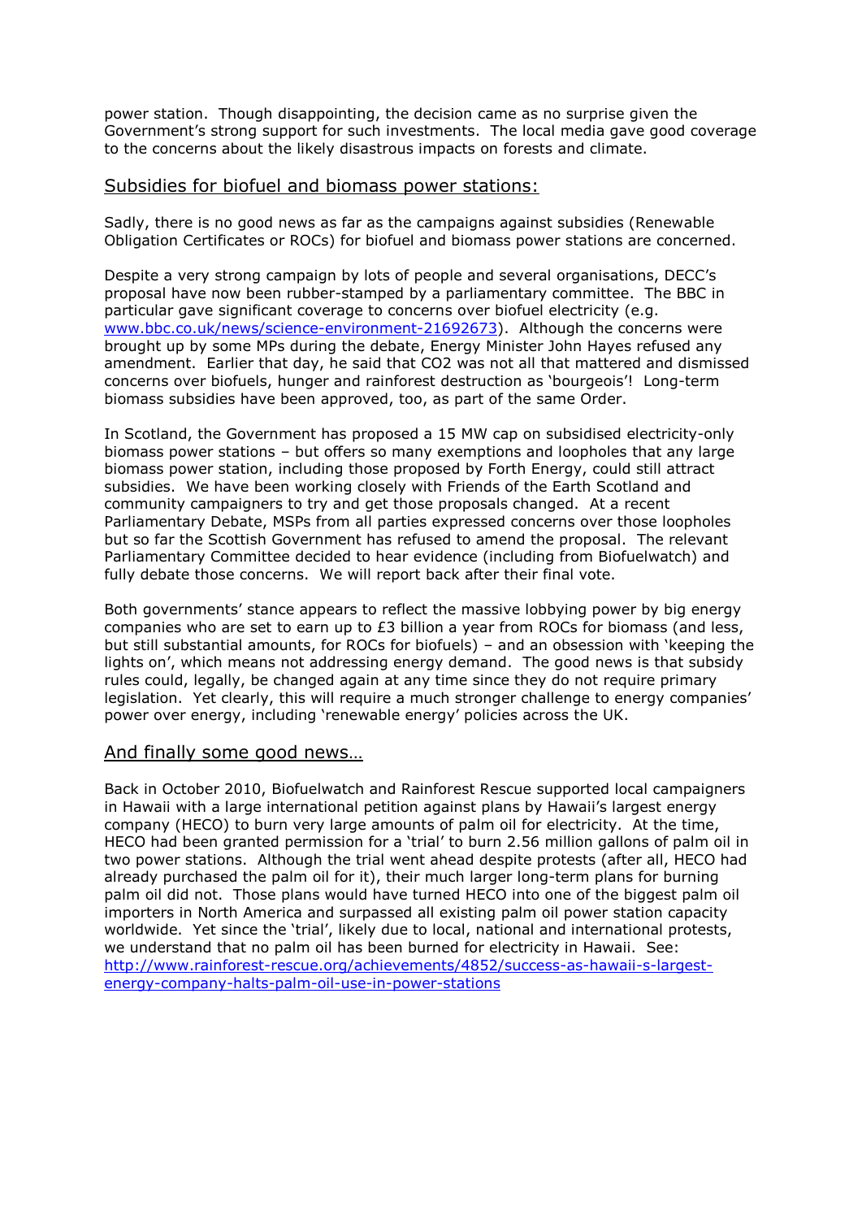power station. Though disappointing, the decision came as no surprise given the Government's strong support for such investments. The local media gave good coverage to the concerns about the likely disastrous impacts on forests and climate.

## Subsidies for biofuel and biomass power stations:

Sadly, there is no good news as far as the campaigns against subsidies (Renewable Obligation Certificates or ROCs) for biofuel and biomass power stations are concerned.

Despite a very strong campaign by lots of people and several organisations, DECC's proposal have now been rubber-stamped by a parliamentary committee. The BBC in particular gave significant coverage to concerns over biofuel electricity (e.g. www.bbc.co.uk/news/science-environment-21692673). Although the concerns were brought up by some MPs during the debate, Energy Minister John Hayes refused any amendment. Earlier that day, he said that CO2 was not all that mattered and dismissed concerns over biofuels, hunger and rainforest destruction as 'bourgeois'! Long-term biomass subsidies have been approved, too, as part of the same Order.

In Scotland, the Government has proposed a 15 MW cap on subsidised electricity-only biomass power stations – but offers so many exemptions and loopholes that any large biomass power station, including those proposed by Forth Energy, could still attract subsidies. We have been working closely with Friends of the Earth Scotland and community campaigners to try and get those proposals changed. At a recent Parliamentary Debate, MSPs from all parties expressed concerns over those loopholes but so far the Scottish Government has refused to amend the proposal. The relevant Parliamentary Committee decided to hear evidence (including from Biofuelwatch) and fully debate those concerns. We will report back after their final vote.

Both governments' stance appears to reflect the massive lobbying power by big energy companies who are set to earn up to £3 billion a year from ROCs for biomass (and less, but still substantial amounts, for ROCs for biofuels) – and an obsession with 'keeping the lights on', which means not addressing energy demand. The good news is that subsidy rules could, legally, be changed again at any time since they do not require primary legislation. Yet clearly, this will require a much stronger challenge to energy companies' power over energy, including 'renewable energy' policies across the UK.

## And finally some good news…

Back in October 2010, Biofuelwatch and Rainforest Rescue supported local campaigners in Hawaii with a large international petition against plans by Hawaii's largest energy company (HECO) to burn very large amounts of palm oil for electricity. At the time, HECO had been granted permission for a 'trial' to burn 2.56 million gallons of palm oil in two power stations. Although the trial went ahead despite protests (after all, HECO had already purchased the palm oil for it), their much larger long-term plans for burning palm oil did not. Those plans would have turned HECO into one of the biggest palm oil importers in North America and surpassed all existing palm oil power station capacity worldwide. Yet since the 'trial', likely due to local, national and international protests, we understand that no palm oil has been burned for electricity in Hawaii. See: http://www.rainforest-rescue.org/achievements/4852/success-as-hawaii-s-largest-energy-company-halts-palm-oil-use-in-power-stations